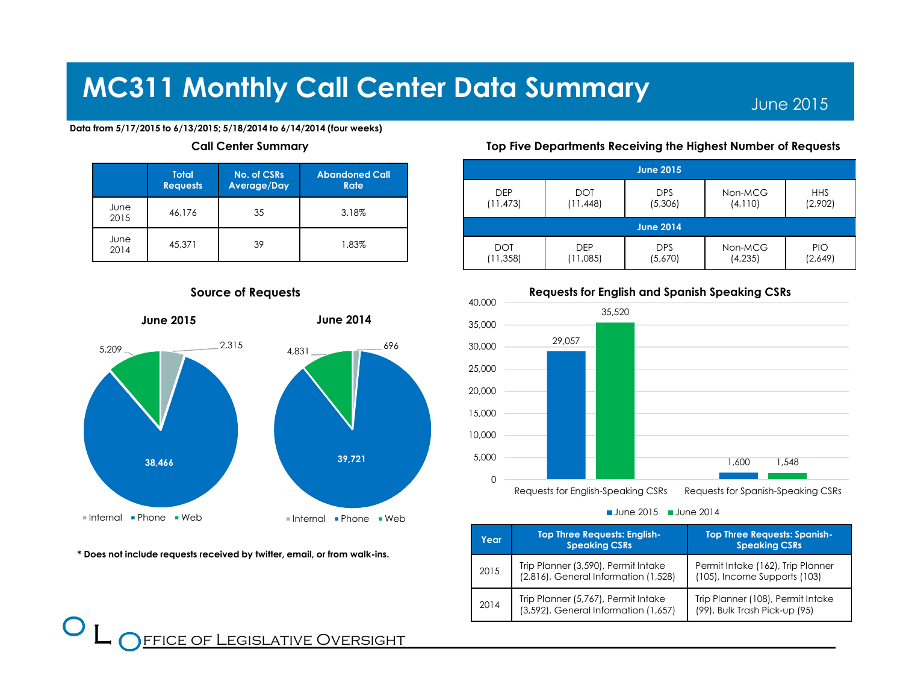# MC311 Monthly Call Center Data Summary

June 2015

**Data from 5/17/2015 to 6/13/2015; 5/18/2014 to 6/14/2014 (four weeks)**

## Call Center Summary

| | Total Requests | No. of CSRs Average/Day | Abandoned Call Rate |
|---|---|---|---|
| June 2015 | 46,176 | 35 | 3.18% |
| June 2014 | 45,371 | 39 | 1.83% |

## Top Five Departments Receiving the Highest Number of Requests

| June 2015 | | | | |
|---|---|---|---|---|
| DEP (11,473) | DOT (11,448) | DPS (5,306) | Non-MCG (4,110) | HHS (2,902) |
| **June 2014** | | | | |
| DOT (11,358) | DEP (11,085) | DPS (5,670) | Non-MCG (4,235) | PIO (2,649) |

## Source of Requests

**June 2015**

| Source | Requests |
|---|---|
| Internal | 2,315 |
| Phone | 38,466 |
| Web | 5,209 |

**June 2014**

| Source | Requests |
|---|---|
| Internal | 696 |
| Phone | 39,721 |
| Web | 4,831 |

\* Does not include requests received by twitter, email, or from walk-ins.

## Requests for English and Spanish Speaking CSRs

| | June 2015 | June 2014 |
|---|---|---|
| Requests for English-Speaking CSRs | 29,057 | 35,520 |
| Requests for Spanish-Speaking CSRs | 1,600 | 1,548 |

| Year | Top Three Requests: English-Speaking CSRs | Top Three Requests: Spanish-Speaking CSRs |
|---|---|---|
| 2015 | Trip Planner (3,590), Permit Intake (2,816), General Information (1,528) | Permit Intake (162), Trip Planner (105), Income Supports (103) |
| 2014 | Trip Planner (5,767), Permit Intake (3,592), General Information (1,657) | Trip Planner (108), Permit Intake (99), Bulk Trash Pick-up (95) |

OLO Office of Legislative Oversight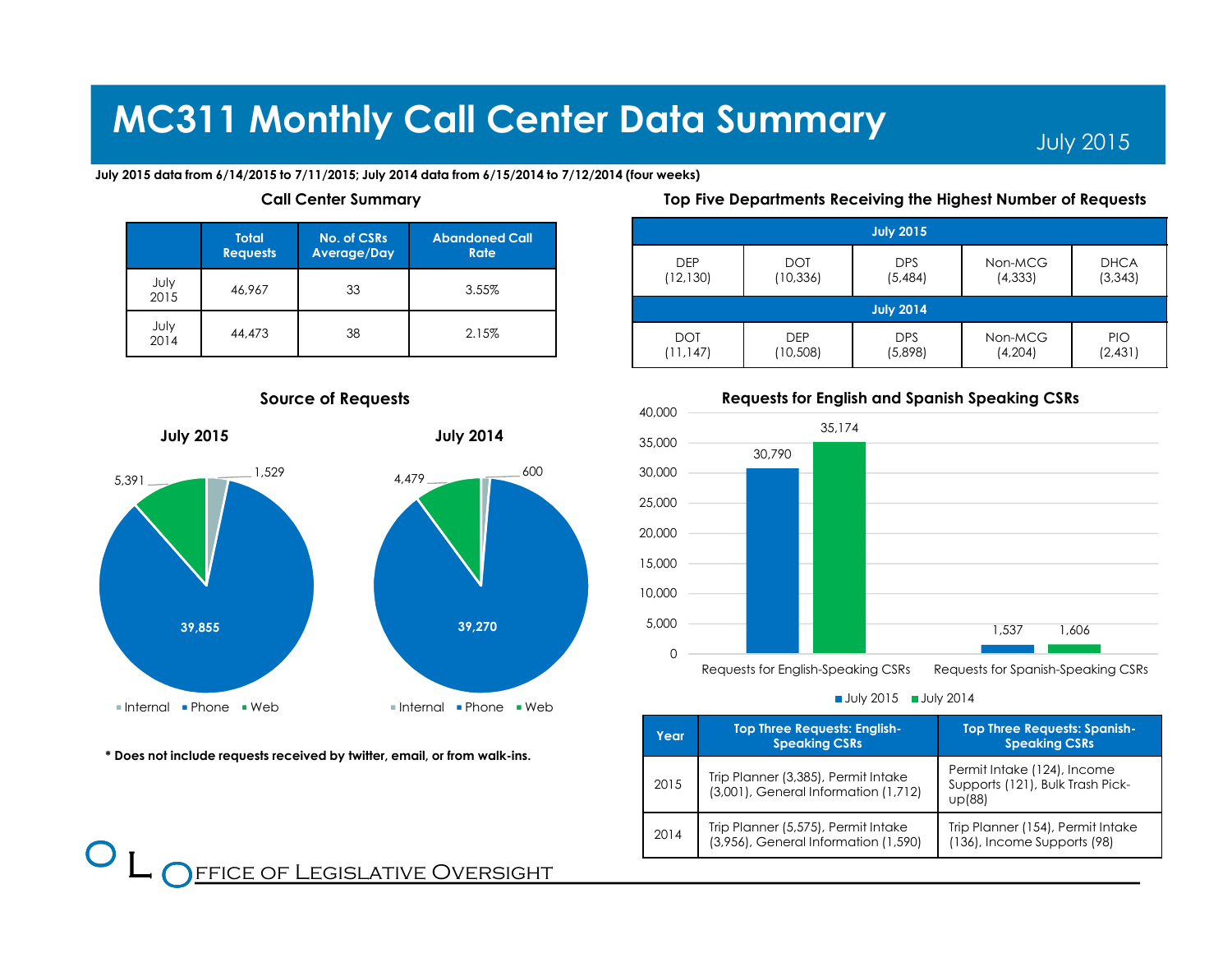# MC311 Monthly Call Center Data Summary

July 2015

**July 2015 data from 6/14/2015 to 7/11/2015; July 2014 data from 6/15/2014 to 7/12/2014 (four weeks)**

### Call Center Summary

| | Total Requests | No. of CSRs Average/Day | Abandoned Call Rate |
|---|---|---|---|
| July 2015 | 46,967 | 33 | 3.55% |
| July 2014 | 44,473 | 38 | 2.15% |

### Top Five Departments Receiving the Highest Number of Requests

| July 2015 | | | | |
|---|---|---|---|---|
| DEP (12,130) | DOT (10,336) | DPS (5,484) | Non-MCG (4,333) | DHCA (3,343) |
| **July 2014** | | | | |
| DOT (11,147) | DEP (10,508) | DPS (5,898) | Non-MCG (4,204) | PIO (2,431) |

### Source of Requests

**July 2015**

| Source | Requests |
|---|---|
| Internal | 1,529 |
| Phone | 39,855 |
| Web | 5,391 |

**July 2014**

| Source | Requests |
|---|---|
| Internal | 600 |
| Phone | 39,270 |
| Web | 4,479 |

**\* Does not include requests received by twitter, email, or from walk-ins.**

### Requests for English and Spanish Speaking CSRs

| | July 2015 | July 2014 |
|---|---|---|
| Requests for English-Speaking CSRs | 30,790 | 35,174 |
| Requests for Spanish-Speaking CSRs | 1,537 | 1,606 |

| Year | Top Three Requests: English-Speaking CSRs | Top Three Requests: Spanish-Speaking CSRs |
|---|---|---|
| 2015 | Trip Planner (3,385), Permit Intake (3,001), General Information (1,712) | Permit Intake (124), Income Supports (121), Bulk Trash Pick-up(88) |
| 2014 | Trip Planner (5,575), Permit Intake (3,956), General Information (1,590) | Trip Planner (154), Permit Intake (136), Income Supports (98) |

Office of Legislative Oversight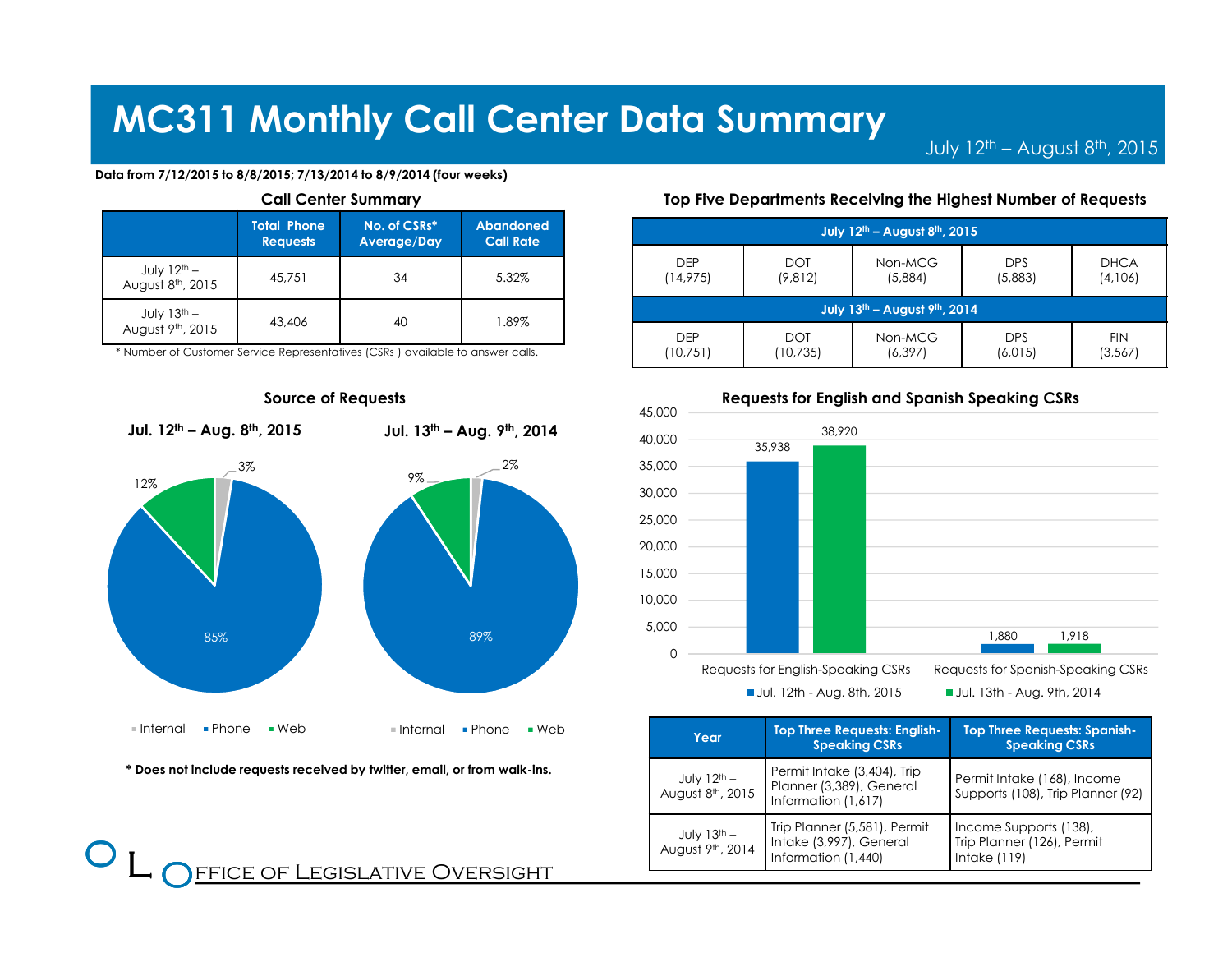# MC311 Monthly Call Center Data Summary

July 12th – August 8th, 2015

**Data from 7/12/2015 to 8/8/2015; 7/13/2014 to 8/9/2014 (four weeks)**

### Call Center Summary

| | Total Phone Requests | No. of CSRs* Average/Day | Abandoned Call Rate |
|---|---|---|---|
| July 12th – August 8th, 2015 | 45,751 | 34 | 5.32% |
| July 13th – August 9th, 2015 | 43,406 | 40 | 1.89% |

* Number of Customer Service Representatives (CSRs ) available to answer calls.

### Top Five Departments Receiving the Highest Number of Requests

| July 12th – August 8th, 2015 | | | | |
|---|---|---|---|---|
| DEP (14,975) | DOT (9,812) | Non-MCG (5,884) | DPS (5,883) | DHCA (4,106) |
| **July 13th – August 9th, 2014** | | | | |
| DEP (10,751) | DOT (10,735) | Non-MCG (6,397) | DPS (6,015) | FIN (3,567) |

### Source of Requests

**Jul. 12th – Aug. 8th, 2015**

| Source | Share |
|---|---|
| Internal | 3% |
| Phone | 85% |
| Web | 12% |

**Jul. 13th – Aug. 9th, 2014**

| Source | Share |
|---|---|
| Internal | 2% |
| Phone | 89% |
| Web | 9% |

**\* Does not include requests received by twitter, email, or from walk-ins.**

### Requests for English and Spanish Speaking CSRs

| | Jul. 12th - Aug. 8th, 2015 | Jul. 13th - Aug. 9th, 2014 |
|---|---|---|
| Requests for English-Speaking CSRs | 35,938 | 38,920 |
| Requests for Spanish-Speaking CSRs | 1,880 | 1,918 |

| Year | Top Three Requests: English-Speaking CSRs | Top Three Requests: Spanish-Speaking CSRs |
|---|---|---|
| July 12th – August 8th, 2015 | Permit Intake (3,404), Trip Planner (3,389), General Information (1,617) | Permit Intake (168), Income Supports (108), Trip Planner (92) |
| July 13th – August 9th, 2014 | Trip Planner (5,581), Permit Intake (3,997), General Information (1,440) | Income Supports (138), Trip Planner (126), Permit Intake (119) |

Office of Legislative Oversight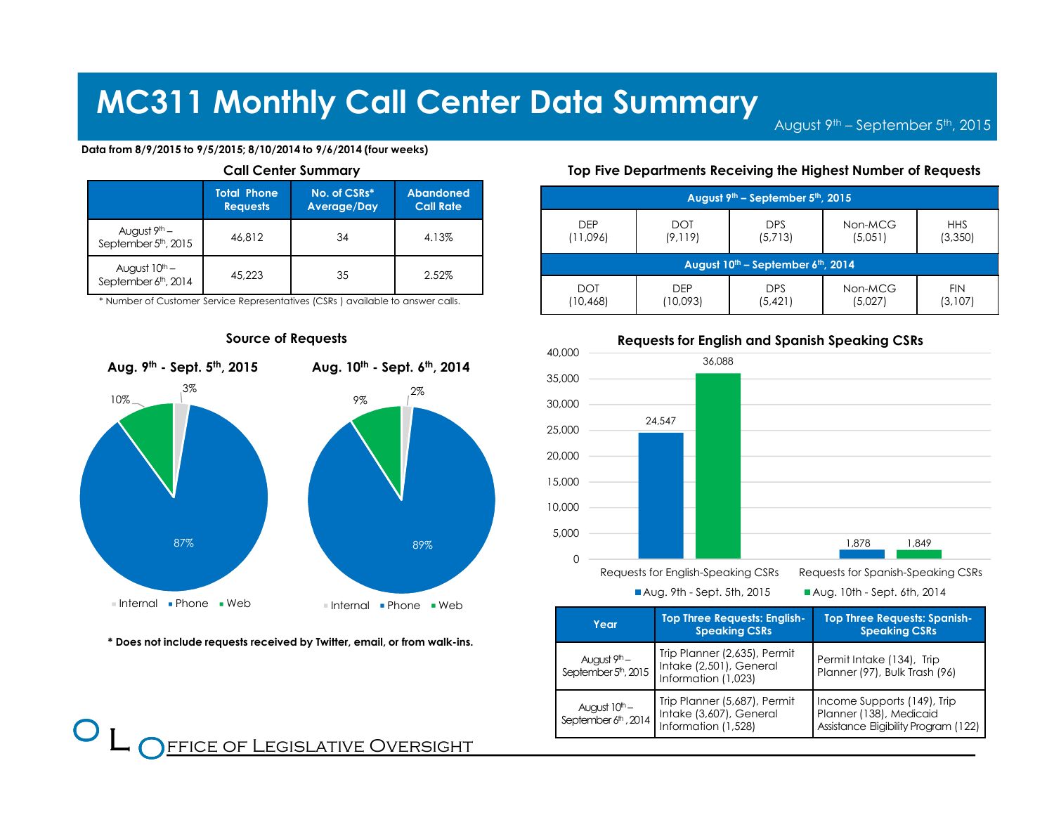# MC311 Monthly Call Center Data Summary

August 9th – September 5th, 2015

**Data from 8/9/2015 to 9/5/2015; 8/10/2014 to 9/6/2014 (four weeks)**

## Call Center Summary

| | Total Phone Requests | No. of CSRs* Average/Day | Abandoned Call Rate |
|---|---|---|---|
| August 9th – September 5th, 2015 | 46,812 | 34 | 4.13% |
| August 10th – September 6th, 2014 | 45,223 | 35 | 2.52% |

\* Number of Customer Service Representatives (CSRs ) available to answer calls.

## Top Five Departments Receiving the Highest Number of Requests

| August 9th – September 5th, 2015 | | | | |
|---|---|---|---|---|
| DEP (11,096) | DOT (9,119) | DPS (5,713) | Non-MCG (5,051) | HHS (3,350) |
| **August 10th – September 6th, 2014** | | | | |
| DOT (10,468) | DEP (10,093) | DPS (5,421) | Non-MCG (5,027) | FIN (3,107) |

## Source of Requests

**Aug. 9th - Sept. 5th, 2015**

| Source | Share |
|---|---|
| Internal | 3% |
| Phone | 87% |
| Web | 10% |

**Aug. 10th - Sept. 6th, 2014**

| Source | Share |
|---|---|
| Internal | 2% |
| Phone | 89% |
| Web | 9% |

**\* Does not include requests received by Twitter, email, or from walk-ins.**

## Requests for English and Spanish Speaking CSRs

| | Aug. 9th - Sept. 5th, 2015 | Aug. 10th - Sept. 6th, 2014 |
|---|---|---|
| Requests for English-Speaking CSRs | 24,547 | 36,088 |
| Requests for Spanish-Speaking CSRs | 1,878 | 1,849 |

| Year | Top Three Requests: English-Speaking CSRs | Top Three Requests: Spanish-Speaking CSRs |
|---|---|---|
| August 9th – September 5th, 2015 | Trip Planner (2,635), Permit Intake (2,501), General Information (1,023) | Permit Intake (134), Trip Planner (97), Bulk Trash (96) |
| August 10th – September 6th, 2014 | Trip Planner (5,687), Permit Intake (3,607), General Information (1,528) | Income Supports (149), Trip Planner (138), Medicaid Assistance Eligibility Program (122) |

Office of Legislative Oversight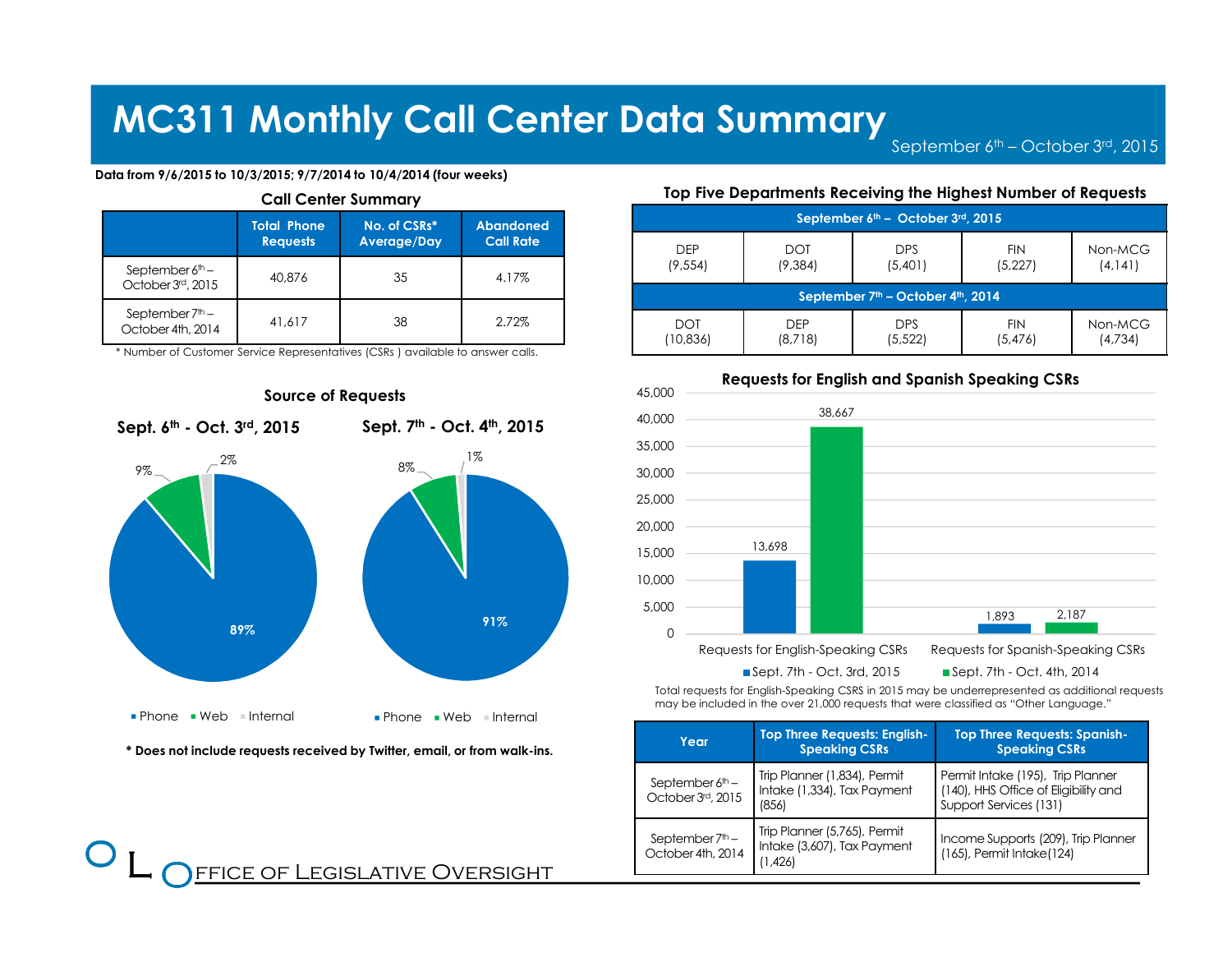# MC311 Monthly Call Center Data Summary

September 6th – October 3rd, 2015

**Data from 9/6/2015 to 10/3/2015; 9/7/2014 to 10/4/2014 (four weeks)**

### Call Center Summary

| | Total Phone Requests | No. of CSRs* Average/Day | Abandoned Call Rate |
|---|---|---|---|
| September 6th – October 3rd, 2015 | 40,876 | 35 | 4.17% |
| September 7th – October 4th, 2014 | 41,617 | 38 | 2.72% |

\* Number of Customer Service Representatives (CSRs ) available to answer calls.

### Top Five Departments Receiving the Highest Number of Requests

| September 6th – October 3rd, 2015 | | | | |
|---|---|---|---|---|
| DEP (9,554) | DOT (9,384) | DPS (5,401) | FIN (5,227) | Non-MCG (4,141) |
| **September 7th – October 4th, 2014** | | | | |
| DOT (10,836) | DEP (8,718) | DPS (5,522) | FIN (5,476) | Non-MCG (4,734) |

### Source of Requests

**Sept. 6th - Oct. 3rd, 2015**: Phone 89%, Web 9%, Internal 2%

**Sept. 7th - Oct. 4th, 2015**: Phone 91%, Web 8%, Internal 1%

**\* Does not include requests received by Twitter, email, or from walk-ins.**

### Requests for English and Spanish Speaking CSRs

| | Sept. 7th - Oct. 3rd, 2015 | Sept. 7th - Oct. 4th, 2014 |
|---|---|---|
| Requests for English-Speaking CSRs | 13,698 | 38,667 |
| Requests for Spanish-Speaking CSRs | 1,893 | 2,187 |

Total requests for English-Speaking CSRS in 2015 may be underrepresented as additional requests may be included in the over 21,000 requests that were classified as "Other Language."

| Year | Top Three Requests: English-Speaking CSRs | Top Three Requests: Spanish-Speaking CSRs |
|---|---|---|
| September 6th – October 3rd, 2015 | Trip Planner (1,834), Permit Intake (1,334), Tax Payment (856) | Permit Intake (195), Trip Planner (140), HHS Office of Eligibility and Support Services (131) |
| September 7th – October 4th, 2014 | Trip Planner (5,765), Permit Intake (3,607), Tax Payment (1,426) | Income Supports (209), Trip Planner (165), Permit Intake(124) |

Office of Legislative Oversight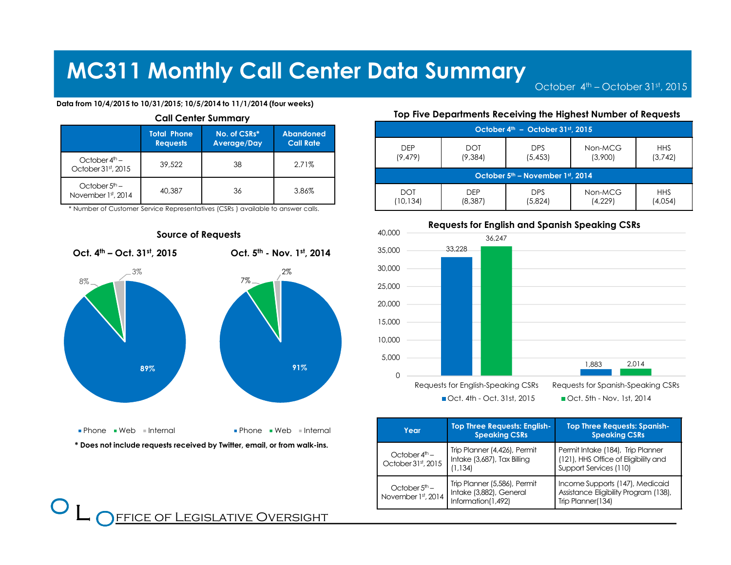# MC311 Monthly Call Center Data Summary

October 4th – October 31st, 2015

**Data from 10/4/2015 to 10/31/2015; 10/5/2014 to 11/1/2014 (four weeks)**

### Call Center Summary

| | Total Phone Requests | No. of CSRs* Average/Day | Abandoned Call Rate |
|---|---|---|---|
| October 4th – October 31st, 2015 | 39,522 | 38 | 2.71% |
| October 5th – November 1st, 2014 | 40,387 | 36 | 3.86% |

* Number of Customer Service Representatives (CSRs ) available to answer calls.

### Top Five Departments Receiving the Highest Number of Requests

| October 4th – October 31st, 2015 | | | | |
|---|---|---|---|---|
| DEP (9,479) | DOT (9,384) | DPS (5,453) | Non-MCG (3,900) | HHS (3,742) |
| **October 5th – November 1st, 2014** | | | | |
| DOT (10,134) | DEP (8,387) | DPS (5,824) | Non-MCG (4,229) | HHS (4,054) |

### Source of Requests

**Oct. 4th – Oct. 31st, 2015**

| Source | Share |
|---|---|
| Phone | 89% |
| Web | 8% |
| Internal | 3% |

**Oct. 5th - Nov. 1st, 2014**

| Source | Share |
|---|---|
| Phone | 91% |
| Web | 7% |
| Internal | 2% |

**\* Does not include requests received by Twitter, email, or from walk-ins.**

### Requests for English and Spanish Speaking CSRs

| | Oct. 4th - Oct. 31st, 2015 | Oct. 5th - Nov. 1st, 2014 |
|---|---|---|
| Requests for English-Speaking CSRs | 33,228 | 36,247 |
| Requests for Spanish-Speaking CSRs | 1,883 | 2,014 |

| Year | Top Three Requests: English-Speaking CSRs | Top Three Requests: Spanish-Speaking CSRs |
|---|---|---|
| October 4th – October 31st, 2015 | Trip Planner (4,426), Permit Intake (3,687), Tax Billing (1,134) | Permit Intake (184), Trip Planner (121), HHS Office of Eligibility and Support Services (110) |
| October 5th – November 1st, 2014 | Trip Planner (5,586), Permit Intake (3,882), General Information(1,492) | Income Supports (147), Medicaid Assistance Eligibility Program (138), Trip Planner(134) |

Office of Legislative Oversight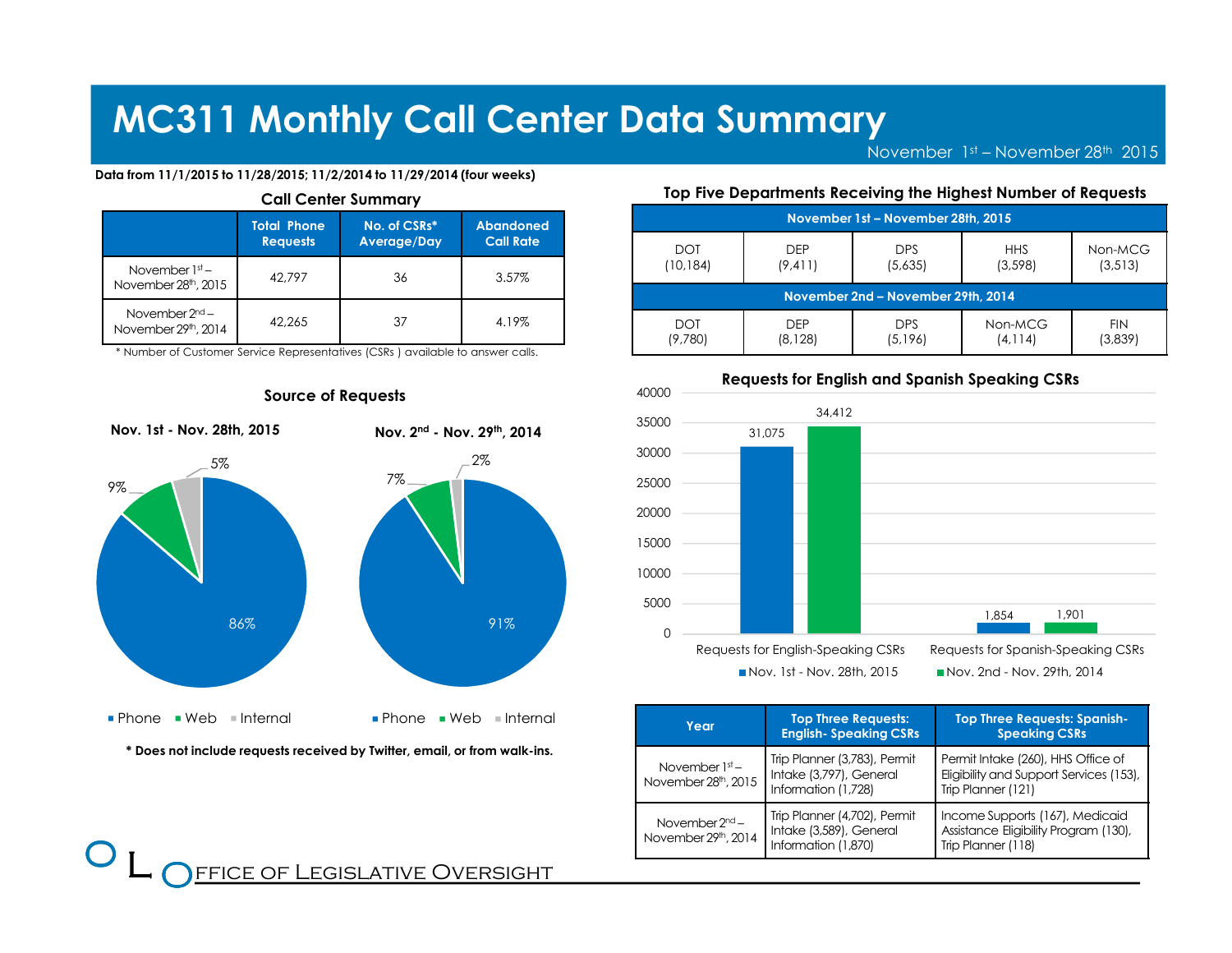# MC311 Monthly Call Center Data Summary

November 1st – November 28th 2015

**Data from 11/1/2015 to 11/28/2015; 11/2/2014 to 11/29/2014 (four weeks)**

### Call Center Summary

| | Total Phone Requests | No. of CSRs* Average/Day | Abandoned Call Rate |
|---|---|---|---|
| November 1st – November 28th, 2015 | 42,797 | 36 | 3.57% |
| November 2nd – November 29th, 2014 | 42,265 | 37 | 4.19% |

\* Number of Customer Service Representatives (CSRs ) available to answer calls.

### Top Five Departments Receiving the Highest Number of Requests

| November 1st – November 28th, 2015 | | | | |
|---|---|---|---|---|
| DOT (10,184) | DEP (9,411) | DPS (5,635) | HHS (3,598) | Non-MCG (3,513) |
| **November 2nd – November 29th, 2014** | | | | |
| DOT (9,780) | DEP (8,128) | DPS (5,196) | Non-MCG (4,114) | FIN (3,839) |

### Source of Requests

**Nov. 1st - Nov. 28th, 2015**

| Source | Share |
|---|---|
| Phone | 86% |
| Web | 9% |
| Internal | 5% |

**Nov. 2nd - Nov. 29th, 2014**

| Source | Share |
|---|---|
| Phone | 91% |
| Web | 7% |
| Internal | 2% |

**\* Does not include requests received by Twitter, email, or from walk-ins.**

### Requests for English and Spanish Speaking CSRs

| | Nov. 1st - Nov. 28th, 2015 | Nov. 2nd - Nov. 29th, 2014 |
|---|---|---|
| Requests for English-Speaking CSRs | 31,075 | 34,412 |
| Requests for Spanish-Speaking CSRs | 1,854 | 1,901 |

| Year | Top Three Requests: English- Speaking CSRs | Top Three Requests: Spanish-Speaking CSRs |
|---|---|---|
| November 1st – November 28th, 2015 | Trip Planner (3,783), Permit Intake (3,797), General Information (1,728) | Permit Intake (260), HHS Office of Eligibility and Support Services (153), Trip Planner (121) |
| November 2nd – November 29th, 2014 | Trip Planner (4,702), Permit Intake (3,589), General Information (1,870) | Income Supports (167), Medicaid Assistance Eligibility Program (130), Trip Planner (118) |

OFFICE OF LEGISLATIVE OVERSIGHT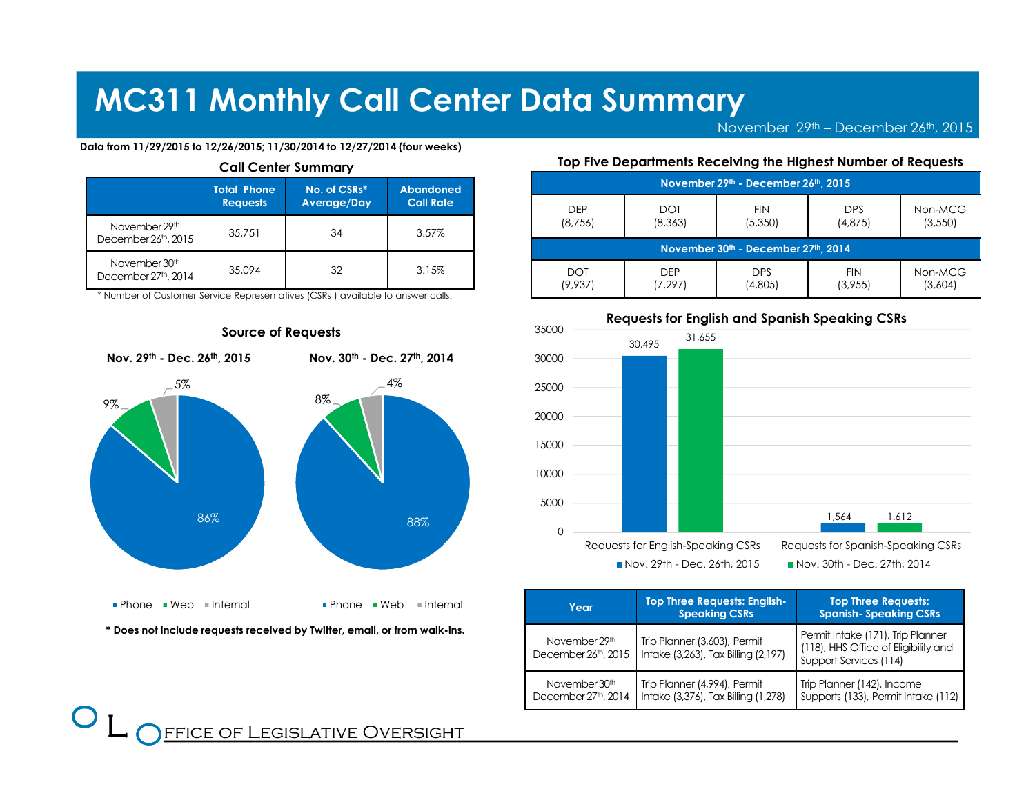# MC311 Monthly Call Center Data Summary

November 29th – December 26th, 2015

**Data from 11/29/2015 to 12/26/2015; 11/30/2014 to 12/27/2014 (four weeks)**

**Call Center Summary**

| | Total Phone Requests | No. of CSRs* Average/Day | Abandoned Call Rate |
|---|---|---|---|
| November 29th December 26th, 2015 | 35,751 | 34 | 3.57% |
| November 30th December 27th, 2014 | 35,094 | 32 | 3.15% |

\* Number of Customer Service Representatives (CSRs ) available to answer calls.

**Top Five Departments Receiving the Highest Number of Requests**

| | | | | |
|---|---|---|---|---|
| **November 29th - December 26th, 2015** | | | | |
| DEP (8,756) | DOT (8,363) | FIN (5,350) | DPS (4,875) | Non-MCG (3,550) |
| **November 30th - December 27th, 2014** | | | | |
| DOT (9,937) | DEP (7,297) | DPS (4,805) | FIN (3,955) | Non-MCG (3,604) |

**Source of Requests**

Nov. 29th - Dec. 26th, 2015

86%
9%
5%

Nov. 30th - Dec. 27th, 2014

88%
8%
4%

Phone Web Internal

**Requests for English and Spanish Speaking CSRs**

35000
30000
25000
20000
15000
10000
5000
0

30,495
31,655
1,564
1,612

Requests for English-Speaking CSRs
Requests for Spanish-Speaking CSRs

Nov. 29th - Dec. 26th, 2015
Nov. 30th - Dec. 27th, 2014

**\* Does not include requests received by Twitter, email, or from walk-ins.**

| Year | Top Three Requests: English-Speaking CSRs | Top Three Requests: Spanish- Speaking CSRs |
|---|---|---|
| November 29th December 26th, 2015 | Trip Planner (3,603), Permit Intake (3,263), Tax Billing (2,197) | Permit Intake (171), Trip Planner (118), HHS Office of Eligibility and Support Services (114) |
| November 30th December 27th, 2014 | Trip Planner (4,994), Permit Intake (3,376), Tax Billing (1,278) | Trip Planner (142), Income Supports (133), Permit Intake (112) |

OLO Office of Legislative Oversight